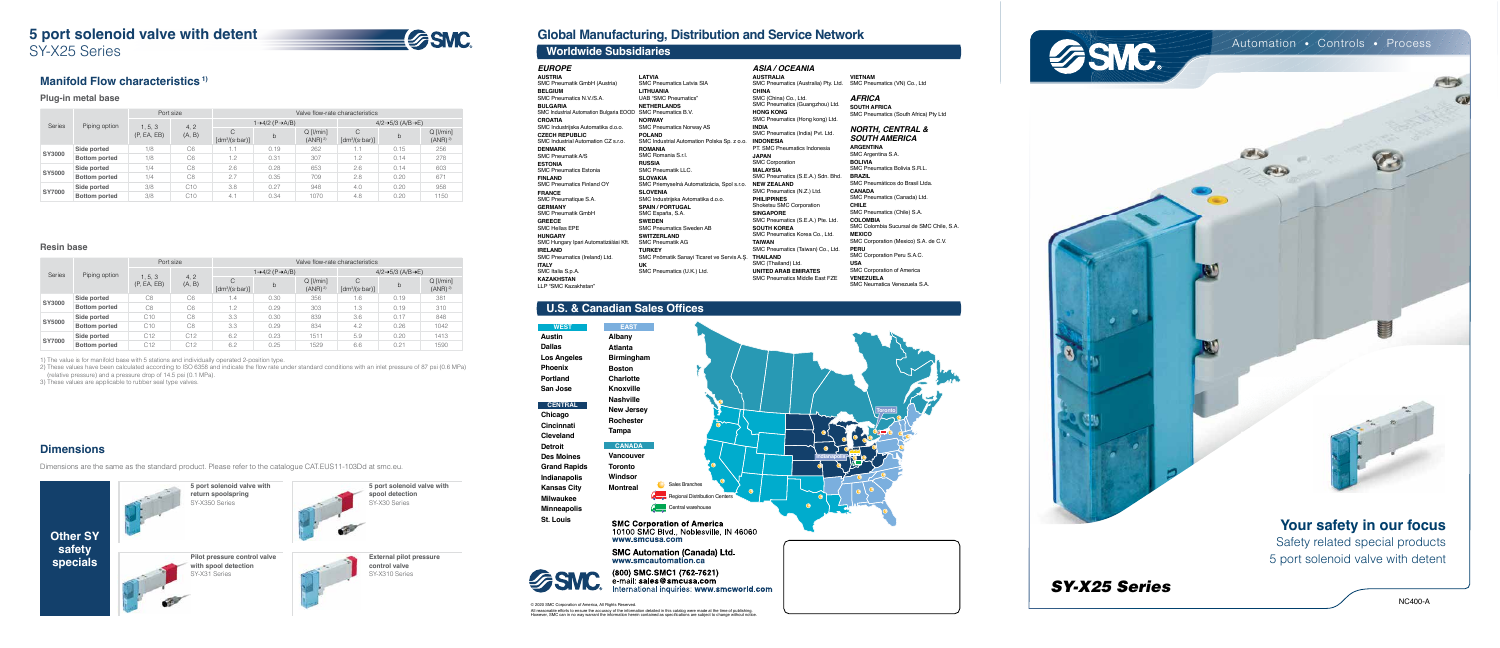# 5 port solenoid valve with detent

SY-X25 Series

## Manifold Flow characteristics 1)

### Plug-in metal base

| Series | Piping option | Port size | | Valve flow-rate characteristics | | | | | |
|---|---|---|---|---|---|---|---|---|---|
| | | 1, 5, 3 (P, EA, EB) | 4, 2 (A, B) | 1→4/2 (P→A/B) | | | 4/2→5/3 (A/B→E) | | |
| | | | | C [dm³/(s·bar)] | b | Q [l/min] (ANR) 2) | C [dm³/(s·bar)] | b | Q [l/min] (ANR) 2) |
| SY3000 | Side ported | 1/8 | C6 | 1.1 | 0.19 | 262 | 1.1 | 0.15 | 256 |
| | Bottom ported | 1/8 | C6 | 1.2 | 0.31 | 307 | 1.2 | 0.14 | 278 |
| SY5000 | Side ported | 1/4 | C8 | 2.6 | 0.28 | 653 | 2.6 | 0.14 | 603 |
| | Bottom ported | 1/4 | C8 | 2.7 | 0.35 | 709 | 2.8 | 0.20 | 671 |
| SY7000 | Side ported | 3/8 | C10 | 3.8 | 0.27 | 946 | 4.0 | 0.20 | 958 |
| | Bottom ported | 3/8 | C10 | 4.1 | 0.34 | 1070 | 4.8 | 0.20 | 1150 |

### Resin base

| Series | Piping option | Port size | | Valve flow-rate characteristics | | | | | |
|---|---|---|---|---|---|---|---|---|---|
| | | 1, 5, 3 (P, EA, EB) | 4, 2 (A, B) | 1→4/2 (P→A/B) | | | 4/2→5/3 (A/B→E) | | |
| | | | | C [dm³/(s·bar)] | b | Q [l/min] (ANR) 2) | C [dm³/(s·bar)] | b | Q [l/min] (ANR) 2) |
| SY3000 | Side ported | C8 | C6 | 1.4 | 0.30 | 356 | 1.6 | 0.19 | 381 |
| | Bottom ported | C8 | C6 | 1.2 | 0.29 | 303 | 1.3 | 0.19 | 310 |
| SY5000 | Side ported | C10 | C8 | 3.3 | 0.30 | 839 | 3.6 | 0.17 | 848 |
| | Bottom ported | C10 | C8 | 3.3 | 0.29 | 834 | 4.2 | 0.26 | 1042 |
| SY7000 | Side ported | C12 | C12 | 6.2 | 0.23 | 1511 | 5.9 | 0.20 | 1413 |
| | Bottom ported | C12 | C12 | 6.2 | 0.25 | 1529 | 6.6 | 0.21 | 1590 |

1) The value is for manifold base with 5 stations and individually operated 2-position type.
2) These values have been calculated according to ISO 6358 and indicate the flow rate under standard conditions with an inlet pressure of 87 psi (0.6 MPa) (relative pressure) and a pressure drop of 14.5 psi (0.1 MPa).
3) These values are applicable to rubber seal type valves.

## Dimensions

Dimensions are the same as the standard product. Please refer to the catalogue CAT.EUS11-103Dd at smc.eu.

### Other SY safety specials

- **5 port solenoid valve with return spoolspring** SY-X350 Series
- **5 port solenoid valve with spool detection** SY-X30 Series
- **Pilot pressure control valve with spool detection** SY-X31 Series
- **External pilot pressure control valve** SY-X310 Series

# Global Manufacturing, Distribution and Service Network

## Worldwide Subsidiaries

### EUROPE

**AUSTRIA** SMC Pneumatik GmbH (Austria)
**BELGIUM** SMC Pneumatics N.V./S.A.
**BULGARIA** SMC Industrial Automation Bulgaria EOOD
**CROATIA** SMC Industrijska Automatika d.o.o.
**CZECH REPUBLIC** SMC Industrial Automation CZ s.r.o.
**DENMARK** SMC Pneumatik A/S
**ESTONIA** SMC Pneumatics Estonia
**FINLAND** SMC Pneumatics Finland OY
**FRANCE** SMC Pneumatique S.A.
**GERMANY** SMC Pneumatik GmbH
**GREECE** SMC Hellas EPE
**HUNGARY** SMC Hungary Ipari Automatizálási Kft.
**IRELAND** SMC Pneumatics (Ireland) Ltd.
**ITALY** SMC Italia S.p.A.
**KAZAKHSTAN** LLP "SMC Kazakhstan"
**LATVIA** SMC Pneumatics Latvia SIA
**LITHUANIA** UAB "SMC Pneumatics"
**NETHERLANDS** SMC Pneumatics B.V.
**NORWAY** SMC Pneumatics Norway AS
**POLAND** SMC Industrial Automation Polska Sp. z o.o.
**ROMANIA** SMC Romania S.r.l.
**RUSSIA** SMC Pneumatik LLC.
**SLOVAKIA** SMC Priemyselná Automatizácia, Spol s.r.o.
**SLOVENIA** SMC Industrijska Avtomatika d.o.o.
**SPAIN / PORTUGAL** SMC España, S.A.
**SWEDEN** SMC Pneumatics Sweden AB
**SWITZERLAND** SMC Pneumatik AG
**TURKEY** SMC Pnömatik Sanayi Ticaret ve Servis A.Ş.
**UK** SMC Pneumatics (U.K.) Ltd.

### ASIA / OCEANIA

**AUSTRALIA** SMC Pneumatics (Australia) Pty. Ltd.
**CHINA** SMC (China) Co., Ltd. / SMC Pneumatics (Guangzhou) Ltd.
**HONG KONG** SMC Pneumatics (Hong kong) Ltd.
**INDIA** SMC Pneumatics (India) Pvt. Ltd.
**INDONESIA** PT. SMC Pneumatics Indonesia
**JAPAN** SMC Corporation
**MALAYSIA** SMC Pneumatics (S.E.A.) Sdn. Bhd.
**NEW ZEALAND** SMC Pneumatics (N.Z.) Ltd.
**PHILIPPINES** Shoketsu SMC Corporation
**SINGAPORE** SMC Pneumatics (S.E.A.) Pte. Ltd.
**SOUTH KOREA** SMC Pneumatics Korea Co., Ltd.
**TAIWAN** SMC Pneumatics (Taiwan) Co., Ltd.
**THAILAND** SMC (Thailand) Ltd.
**UNITED ARAB EMIRATES** SMC Pneumatics Middle East FZE
**VIETNAM** SMC Pneumatics (VN) Co., Ltd

### AFRICA

**SOUTH AFRICA** SMC Pneumatics (South Africa) Pty Ltd

### NORTH, CENTRAL & SOUTH AMERICA

**ARGENTINA** SMC Argentina S.A.
**BOLIVIA** SMC Pneumatics Bolivia S.R.L.
**BRAZIL** SMC Pneumáticos do Brasil Ltda.
**CANADA** SMC Pneumatics (Canada) Ltd.
**CHILE** SMC Pneumatics (Chile) S.A.
**COLOMBIA** SMC Colombia Sucursal de SMC Chile, S.A.
**MEXICO** SMC Corporation (Mexico) S.A. de C.V.
**PERU** SMC Corporation Peru S.A.C.
**USA** SMC Corporation of America
**VENEZUELA** SMC Neumatica Venezuela S.A.

## U.S. & Canadian Sales Offices

**WEST**: Austin, Dallas, Los Angeles, Phoenix, Portland, San Jose

**CENTRAL**: Chicago, Cincinnati, Cleveland, Detroit, Des Moines, Grand Rapids, Indianapolis, Kansas City, Milwaukee, Minneapolis, St. Louis

**EAST**: Albany, Atlanta, Birmingham, Boston, Charlotte, Knoxville, Nashville, New Jersey, Rochester, Tampa

**CANADA**: Vancouver, Toronto, Windsor, Montreal

Sales Branches / Regional Distribution Centers / Central warehouse

**SMC Corporation of America**
10100 SMC Blvd., Noblesville, IN 46060
www.smcusa.com

**SMC Automation (Canada) Ltd.**
www.smcautomation.ca

(800) SMC.SMC1 (762-7621)
e-mail: sales@smcusa.com
International inquiries: www.smcworld.com

© 2020 SMC Corporation of America, All Rights Reserved.
All reasonable efforts to ensure the accuracy of the information detailed in this catalog were made at the time of publishing. However, SMC can in no way warrant the information herein contained as specifications are subject to change without notice.

Automation • Controls • Process

## Your safety in our focus

Safety related special products
5 port solenoid valve with detent

*SY-X25 Series*

NC400-A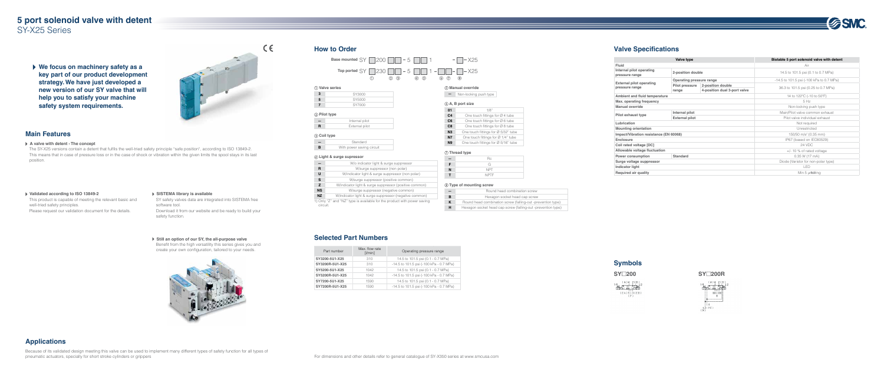# 5 port solenoid valve with detent
## SY-X25 Series

**We focus on machinery safety as a key part of our product development strategy. We have just developed a new version of our SY valve that will help you to satisfy your machine safety system requirements.**

## Main Features

**A valve with detent - The concept**

The SY-X25 versions contain a detent that fulfils the well-tried safety principle "safe position", according to ISO 13849-2. This means that in case of pressure loss or in the case of shock or vibration within the given limits the spool stays in its last position.

**Validated according to ISO 13849-2**

This product is capable of meeting the relevant basic and well-tried safety principles.
Please request our validation document for the details.

**SISTEMA library is available**

SY safety valves data are integrated into SISTEMA free software tool.
Download it from our website and be ready to build your safety function.

**Still an option of our SY, the all-purpose valve**

Benefit from the high versatility this series gives you and create your own configuration, tailored to your needs.

## Applications

Because of its validated design meeting this valve can be used to implement many different types of safety function for all types of pneumatic actuators, specially for short stroke cylinders or grippers

## How to Order

Base mounted SY □200 □□ - 5 □□ 1 - □ - X25

Top ported SY □230 □□ - 5 □□ 1 - □□ - □ - X25

① ② ③ ④ ⑤ ⑥ ⑦ ⑧

**① Valve series**

| | |
|---|---|
| 3 | SY3000 |
| 5 | SY5000 |
| 7 | SY7000 |

**② Pilot type**

| | |
|---|---|
| – | Internal pilot |
| R | External pilot |

**③ Coil type**

| | |
|---|---|
| – | Standard |
| B | With power saving circuit |

**④ Light & surge supressor**

| | |
|---|---|
| – | W/o indicator light & surge suppressor |
| R | W/surge suppressor (non polar) |
| U | W/indicator light & surge suppressor (non polar) |
| S | W/surge suppressor (positive common) |
| Z | W/indicator light & surge suppressor (positive common) |
| NS | W/surge suppressor (negative common) |
| NZ | W/indicator light & surge suppressor (negative common) |

1) Only "Z" and "NZ" type is available for the product with power saving circuit.

**⑤ Manual override**

| | |
|---|---|
| – | Non-locking push type |

**⑥ A, B port size**

| | |
|---|---|
| 01 | 1/8" |
| C4 | One touch fittings for Ø 4 tube |
| C6 | One touch fittings for Ø 6 tube |
| C8 | One touch fittings for Ø 8 tube |
| N3 | One touch fittings for Ø 5/32" tube |
| N7 | One touch fittings for Ø 1/4" tube |
| N9 | One touch fittings for Ø 5/16" tube |

**⑦ Thread type**

| | |
|---|---|
| – | Rc |
| F | G |
| N | NPT |
| T | NPTF |

**⑧ Type of mounting screw**

| | |
|---|---|
| – | Round head combination screw |
| B | Hexagon socket head cap screw |
| K | Round head combination screw (falling-out -prevention type) |
| H | Hexagon socket head cap screw (falling-out -prevention type) |

## Selected Part Numbers

| Part number | Max. flow rate [l/min] | Operating pressure range |
|---|---|---|
| SY3200-5U1-X25 | 310 | 14.5 to 101.5 psi (0.1 - 0.7 MPa) |
| SY3200R-5U1-X25 | 310 | -14.5 to 101.5 psi (-100 kPa - 0.7 MPa) |
| SY5200-5U1-X25 | 1042 | 14.5 to 101.5 psi (0.1 - 0.7 MPa) |
| SY5200R-5U1-X25 | 1042 | -14.5 to 101.5 psi (-100 kPa - 0.7 MPa) |
| SY7200-5U1-X25 | 1590 | 14.5 to 101.5 psi (0.1 - 0.7 MPa) |
| SY7200R-5U1-X25 | 1590 | -14.5 to 101.5 psi (-100 kPa - 0.7 MPa) |

## Valve Specifications

| Valve type | | | Bistable 5 port solenoid valve with detent |
|---|---|---|---|
| Fluid | | | Air |
| Internal pilot operating pressure range | 2-position double | | 14.5 to 101.5 psi (0.1 to 0.7 MPa) |
| External pilot operating pressure range | Operating pressure range | | -14.5 to 101.5 psi (-100 kPa to 0.7 MPa) |
| | Pilot pressure range | 2-position double 4-position dual 3-port valve | 36.3 to 101.5 psi (0.25 to 0.7 MPa) |
| Ambient and fluid temperature | | | 14 to 122ºC (-10 to 50ºF) |
| Max. operating frequency | | | 5 Hz |
| Manual override | | | Non-locking push type |
| Pilot exhaust type | Internal pilot | | Main/Pilot valve common exhaust |
| | External pilot | | Pilot valve individual exhaust |
| Lubrication | | | Not required |
| Mounting orientation | | | Unrestricted |
| Impact/Vibration resistance (EN 60068) | | | 150/50 m/s² (0.35 mm) |
| Enclosure | | | IP67 (based on IEC60529) |
| Coil rated voltage [DC] | | | 24 VDC |
| Allowable voltage fluctuation | | | +/- 10 % of rated voltage |
| Power consumption | Standard | | 0.35 W (17 mA) |
| Surge voltage suppressor | | | Diode (Varistor for non-polar type) |
| Indicator light | | | LED |
| Required air quality | | | Min.5 µfiltering |

## Symbols

**SY□200**

**SY□200R**

For dimensions and other details refer to general catalogue of SY-X350 series at www.smcusa.com